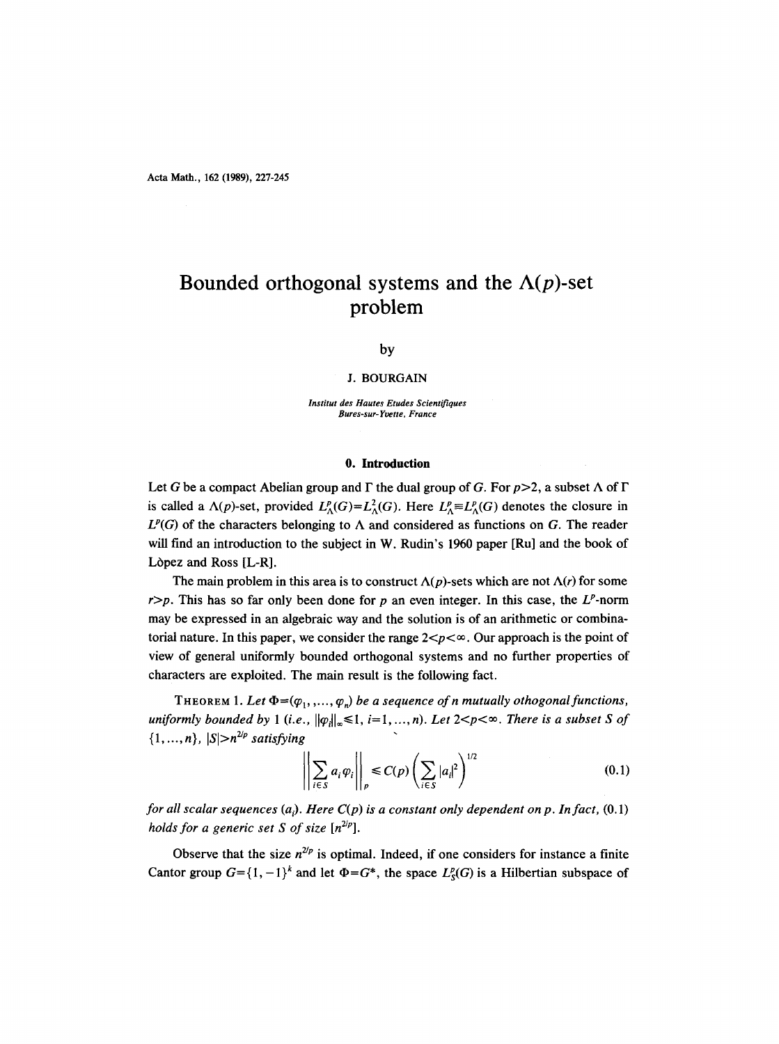Acta Math., 162 (1989), 227-245

# Bounded orthogonal systems and the $\Lambda(p)$-set problem

by

J. BOURGAIN

*Institut des Hautes Etudes Scientifiques*
*Bures-sur-Yvette, France*

## 0. Introduction

Let $G$ be a compact Abelian group and $\Gamma$ the dual group of $G$. For $p>2$, a subset $\Lambda$ of $\Gamma$ is called a $\Lambda(p)$-set, provided $L^p_\Lambda(G)=L^2_\Lambda(G)$. Here $L^p_\Lambda\equiv L^p_\Lambda(G)$ denotes the closure in $L^p(G)$ of the characters belonging to $\Lambda$ and considered as functions on $G$. The reader will find an introduction to the subject in W. Rudin's 1960 paper [Ru] and the book of Lòpez and Ross [L-R].

The main problem in this area is to construct $\Lambda(p)$-sets which are not $\Lambda(r)$ for some $r>p$. This has so far only been done for $p$ an even integer. In this case, the $L^p$-norm may be expressed in an algebraic way and the solution is of an arithmetic or combinatorial nature. In this paper, we consider the range $2<p<\infty$. Our approach is the point of view of general uniformly bounded orthogonal systems and no further properties of characters are exploited. The main result is the following fact.

THEOREM 1. *Let $\Phi=(\varphi_1,\ldots,\varphi_n)$ be a sequence of $n$ mutually othogonal functions, uniformly bounded by 1 (i.e., $\|\varphi_i\|_\infty\leq 1$, $i=1,\ldots,n$). Let $2<p<\infty$. There is a subset $S$ of $\{1,\ldots,n\}$, $|S|>n^{2/p}$ satisfying*

$$\left\|\sum_{i\in S}a_i\varphi_i\right\|_p\leq C(p)\left(\sum_{i\in S}|a_i|^2\right)^{1/2} \tag{0.1}$$

*for all scalar sequences $(a_i)$. Here $C(p)$ is a constant only dependent on $p$. In fact, (0.1) holds for a generic set $S$ of size $[n^{2/p}]$.*

Observe that the size $n^{2/p}$ is optimal. Indeed, if one considers for instance a finite Cantor group $G=\{1,-1\}^k$ and let $\Phi=G^*$, the space $L^p_S(G)$ is a Hilbertian subspace of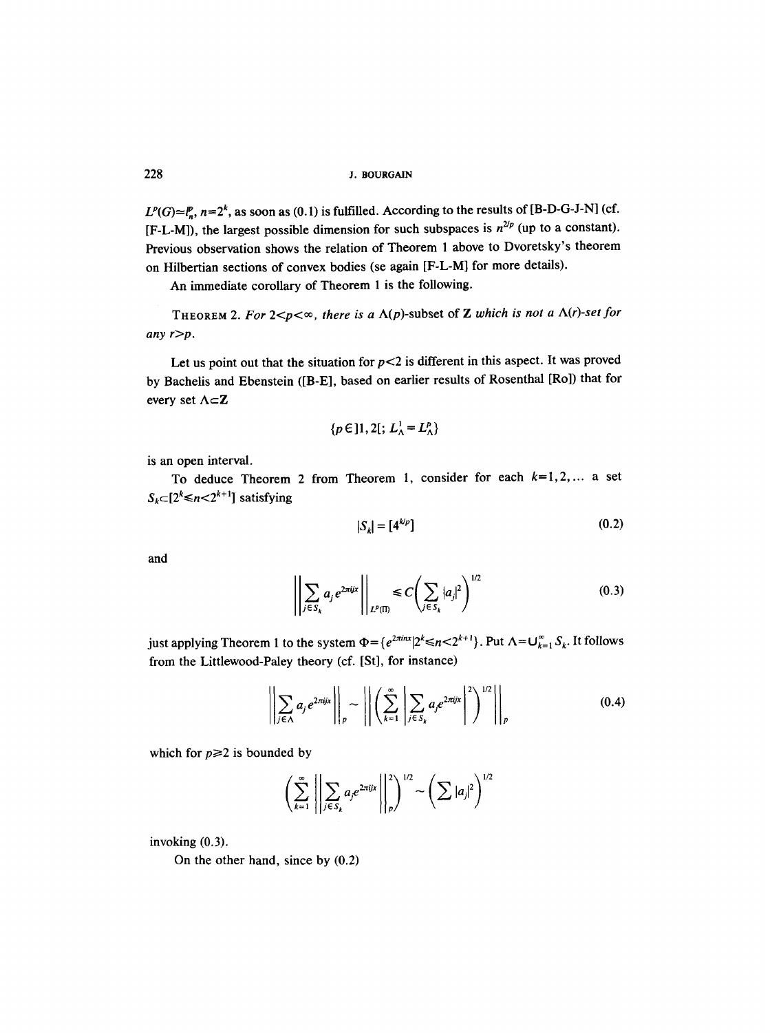$L^p(G) \simeq \ell_n^p$, $n=2^k$, as soon as (0.1) is fulfilled. According to the results of [B-D-G-J-N] (cf. [F-L-M]), the largest possible dimension for such subspaces is $n^{2/p}$ (up to a constant). Previous observation shows the relation of Theorem 1 above to Dvoretsky's theorem on Hilbertian sections of convex bodies (se again [F-L-M] for more details).

An immediate corollary of Theorem 1 is the following.

THEOREM 2. *For $2<p<\infty$, there is a $\Lambda(p)$-subset of* **Z** *which is not a $\Lambda(r)$-set for any $r>p$.*

Let us point out that the situation for $p<2$ is different in this aspect. It was proved by Bachelis and Ebenstein ([B-E], based on earlier results of Rosenthal [Ro]) that for every set $\Lambda \subset \mathbf{Z}$

$$\{p \in ]1,2[;\ L_\Lambda^1 = L_\Lambda^p\}$$

is an open interval.

To deduce Theorem 2 from Theorem 1, consider for each $k=1,2,\dots$ a set $S_k \subset [2^k \leqslant n < 2^{k+1}]$ satisfying

$$|S_k| = [4^{k/p}] \tag{0.2}$$

and

$$\left\| \sum_{j\in S_k} a_j e^{2\pi i j x} \right\|_{L^p(\mathbb{T})} \leqslant C \left( \sum_{j \in S_k} |a_j|^2 \right)^{1/2} \tag{0.3}$$

just applying Theorem 1 to the system $\Phi = \{e^{2\pi i n x} | 2^k \leqslant n < 2^{k+1}\}$. Put $\Lambda = \bigcup_{k=1}^\infty S_k$. It follows from the Littlewood-Paley theory (cf. [St], for instance)

$$\left\| \sum_{j\in\Lambda} a_j e^{2\pi i j x} \right\|_p \sim \left\| \left( \sum_{k=1}^\infty \left| \sum_{j\in S_k} a_j e^{2\pi i j x} \right|^2 \right)^{1/2} \right\|_p \tag{0.4}$$

which for $p \geqslant 2$ is bounded by

$$\left( \sum_{k=1}^\infty \left\| \sum_{j \in S_k} a_j e^{2\pi i j x} \right\|_p^2 \right)^{1/2} \sim \left( \sum |a_j|^2 \right)^{1/2}$$

invoking (0.3).

On the other hand, since by (0.2)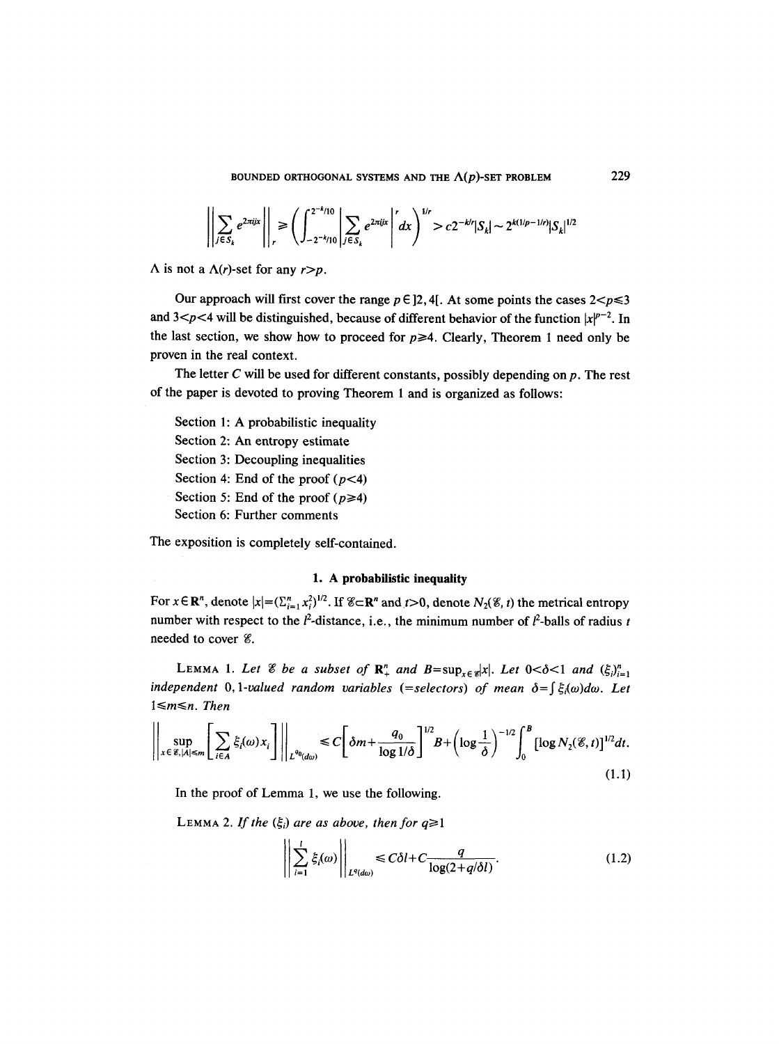$$\left\| \sum_{j \in S_k} e^{2\pi i j x} \right\|_r \geqslant \left( \int_{-2^{-k}/10}^{2^{-k}/10} \left| \sum_{j \in S_k} e^{2\pi i j x} \right|^r dx \right)^{1/r} > c 2^{-k/r} |S_k| \sim 2^{k(1/p - 1/r)} |S_k|^{1/2}$$

$\Lambda$ is not a $\Lambda(r)$-set for any $r > p$.

Our approach will first cover the range $p \in ]2, 4[$. At some points the cases $2 < p \leqslant 3$ and $3 < p < 4$ will be distinguished, because of different behavior of the function $|x|^{p-2}$. In the last section, we show how to proceed for $p \geqslant 4$. Clearly, Theorem 1 need only be proven in the real context.

The letter $C$ will be used for different constants, possibly depending on $p$. The rest of the paper is devoted to proving Theorem 1 and is organized as follows:

Section 1: A probabilistic inequality
Section 2: An entropy estimate
Section 3: Decoupling inequalities
Section 4: End of the proof ($p < 4$)
Section 5: End of the proof ($p \geqslant 4$)
Section 6: Further comments

The exposition is completely self-contained.

## 1. A probabilistic inequality

For $x \in \mathbf{R}^n$, denote $|x| = (\sum_{i=1}^n x_i^2)^{1/2}$. If $\mathscr{E} \subset \mathbf{R}^n$ and $t > 0$, denote $N_2(\mathscr{E}, t)$ the metrical entropy number with respect to the $l^2$-distance, i.e., the minimum number of $l^2$-balls of radius $t$ needed to cover $\mathscr{E}$.

LEMMA 1. *Let $\mathscr{E}$ be a subset of $\mathbf{R}_+^n$ and $B = \sup_{x \in \mathscr{E}} |x|$. Let $0 < \delta < 1$ and $(\xi_i)_{i=1}^n$ independent 0,1-valued random variables (=selectors) of mean $\delta = \int \xi_i(\omega) d\omega$. Let $1 \leqslant m \leqslant n$. Then*

$$\left\| \sup_{x \in \mathscr{E}, |A| \leqslant m} \left[ \sum_{i \in A} \xi_i(\omega) x_i \right] \right\|_{L^{q_0}(d\omega)} \leqslant C \left[ \delta m + \frac{q_0}{\log 1/\delta} \right]^{1/2} B + \left( \log \frac{1}{\delta} \right)^{-1/2} \int_0^B [\log N_2(\mathscr{E}, t)]^{1/2} dt. \tag{1.1}$$

In the proof of Lemma 1, we use the following.

LEMMA 2. *If the $(\xi_i)$ are as above, then for $q \geqslant 1$*

$$\left\| \sum_{i=1}^l \xi_i(\omega) \right\|_{L^q(d\omega)} \leqslant C\delta l + C \frac{q}{\log(2 + q/\delta l)}. \tag{1.2}$$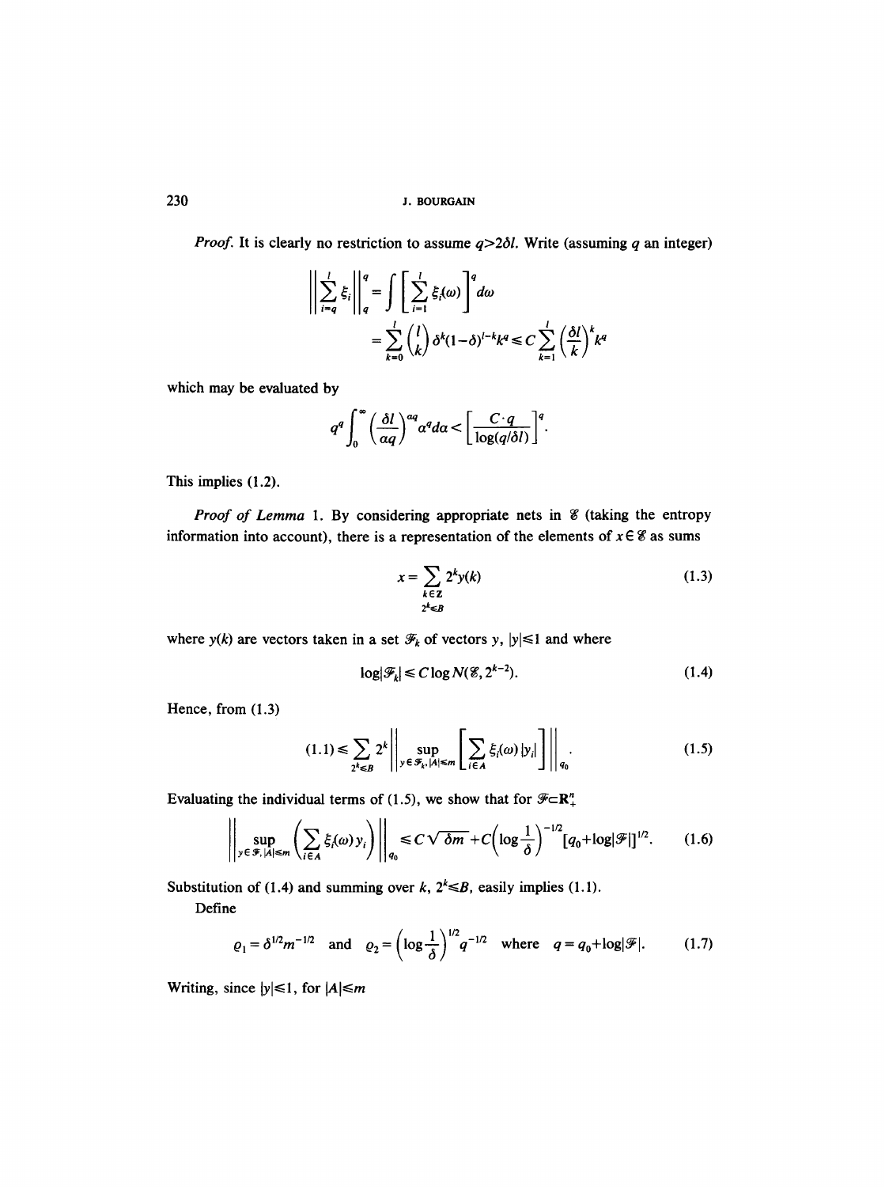*Proof.* It is clearly no restriction to assume $q > 2\delta l$. Write (assuming $q$ an integer)

$$\left\| \sum_{i=q}^{l} \xi_i \right\|_q^q = \int \left[ \sum_{i=1}^{l} \xi_i(\omega) \right]^q d\omega$$

$$= \sum_{k=0}^{l} \binom{l}{k} \delta^k (1-\delta)^{l-k} k^q \leq C \sum_{k=1}^{l} \left( \frac{\delta l}{k} \right)^k k^q$$

which may be evaluated by

$$q^q \int_0^\infty \left( \frac{\delta l}{\alpha q} \right)^{\alpha q} \alpha^q d\alpha < \left[ \frac{C \cdot q}{\log(q/\delta l)} \right]^q.$$

This implies (1.2).

*Proof of Lemma* 1. By considering appropriate nets in $\mathscr{E}$ (taking the entropy information into account), there is a representation of the elements of $x \in \mathscr{E}$ as sums

$$x = \sum_{\substack{k \in \mathbf{Z} \\ 2^k \leq B}} 2^k y(k) \tag{1.3}$$

where $y(k)$ are vectors taken in a set $\mathscr{F}_k$ of vectors $y$, $|y| \leq 1$ and where

$$\log |\mathscr{F}_k| \leq C \log N(\mathscr{E}, 2^{k-2}). \tag{1.4}$$

Hence, from (1.3)

$$(1.1) \leq \sum_{2^k \leq B} 2^k \left\| \sup_{y \in \mathscr{F}_k, |A| \leq m} \left[ \sum_{i \in A} \xi_i(\omega) |y_i| \right] \right\|_{q_0}. \tag{1.5}$$

Evaluating the individual terms of (1.5), we show that for $\mathscr{F} \subset \mathbf{R}_+^n$

$$\left\| \sup_{y \in \mathscr{F}, |A| \leq m} \left( \sum_{i \in A} \xi_i(\omega) y_i \right) \right\|_{q_0} \leq C\sqrt{\delta m} + C \left( \log \frac{1}{\delta} \right)^{-1/2} [q_0 + \log |\mathscr{F}|]^{1/2}. \tag{1.6}$$

Substitution of (1.4) and summing over $k$, $2^k \leq B$, easily implies (1.1).

Define

$$\varrho_1 = \delta^{1/2} m^{-1/2} \quad \text{and} \quad \varrho_2 = \left( \log \frac{1}{\delta} \right)^{1/2} q^{-1/2} \quad \text{where} \quad q = q_0 + \log |\mathscr{F}|. \tag{1.7}$$

Writing, since $|y| \leq 1$, for $|A| \leq m$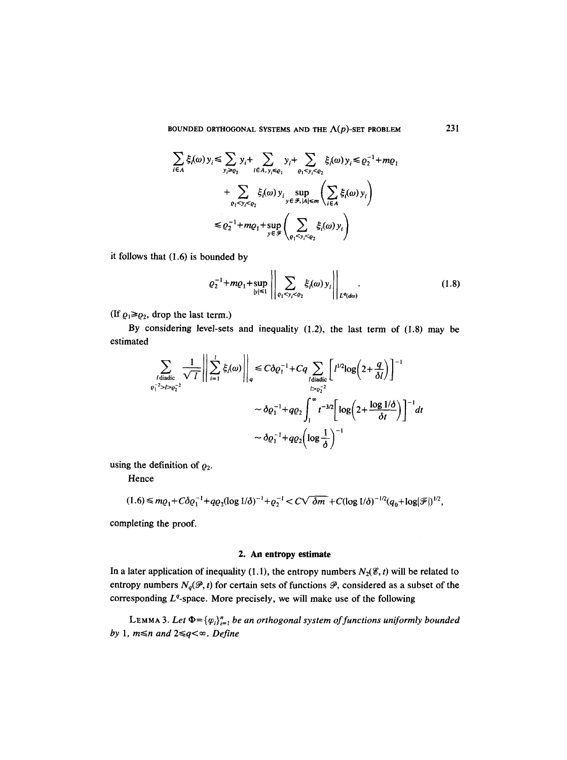$$
\begin{aligned}
\sum_{i\in A} \xi_i(\omega)\, y_i &\leq \sum_{y_i \geq \varrho_2} y_i + \sum_{i\in A,\, y_i \leq \varrho_1} y_i + \sum_{\varrho_1 < y_i < \varrho_2} \xi_i(\omega)\, y_i \leq \varrho_2^{-1} + m\varrho_1 \\
&\quad + \sum_{\varrho_1 < y_i < \varrho_2} \xi_i(\omega)\, y_i \sup_{y\in\mathcal{F},\, |A|\leq m} \left( \sum_{i\in A} \xi_i(\omega)\, y_i \right) \\
&\leq \varrho_2^{-1} + m\varrho_1 + \sup_{y\in\mathcal{F}} \left( \sum_{\varrho_1 < y_i < \varrho_2} \xi_i(\omega)\, y_i \right)
\end{aligned}
$$

it follows that (1.6) is bounded by

$$
\varrho_2^{-1} + m\varrho_1 + \sup_{|y|\leq 1} \left\| \sum_{\varrho_1 < y_i < \varrho_2} \xi_i(\omega)\, y_i \right\|_{L^q(d\omega)}. \tag{1.8}
$$

(If $\varrho_1 \geq \varrho_2$, drop the last term.)

By considering level-sets and inequality (1.2), the last term of (1.8) may be estimated

$$
\begin{aligned}
\sum_{\substack{l \text{ diadic} \\ \varrho_1^{-2} > l > \varrho_2^{-2}}} \frac{1}{\sqrt{l}} \left\| \sum_{i=1}^{l} \xi_i(\omega) \right\|_q &\leq C\delta\varrho_1^{-1} + Cq \sum_{\substack{l \text{ diadic} \\ l > \varrho_2^{-2}}} \left[ l^{1/2} \log\left(2 + \frac{q}{\delta l}\right) \right]^{-1} \\
&\sim \delta\varrho_1^{-1} + q\varrho_2 \int_1^{\infty} t^{-3/2} \left[ \log\left(2 + \frac{\log 1/\delta}{\delta t}\right) \right]^{-1} dt \\
&\sim \delta\varrho_1^{-1} + q\varrho_2 \left( \log \frac{1}{\delta} \right)^{-1}
\end{aligned}
$$

using the definition of $\varrho_2$.

Hence

$$
(1.6) \leq m\varrho_1 + C\delta\varrho_1^{-1} + q\varrho_2(\log 1/\delta)^{-1} + \varrho_2^{-1} < C\sqrt{\delta m} + C(\log 1/\delta)^{-1/2}(q_0 + \log|\mathcal{F}|)^{1/2},
$$

completing the proof.

## 2. An entropy estimate

In a later application of inequality (1.1), the entropy numbers $N_2(\mathcal{E}, t)$ will be related to entropy numbers $N_q(\mathcal{P}, t)$ for certain sets of functions $\mathcal{P}$, considered as a subset of the corresponding $L^q$-space. More precisely, we will make use of the following

LEMMA 3. *Let $\Phi = \{\varphi_i\}_{i=1}^n$ be an orthogonal system of functions uniformly bounded by 1, $m \leq n$ and $2 \leq q < \infty$. Define*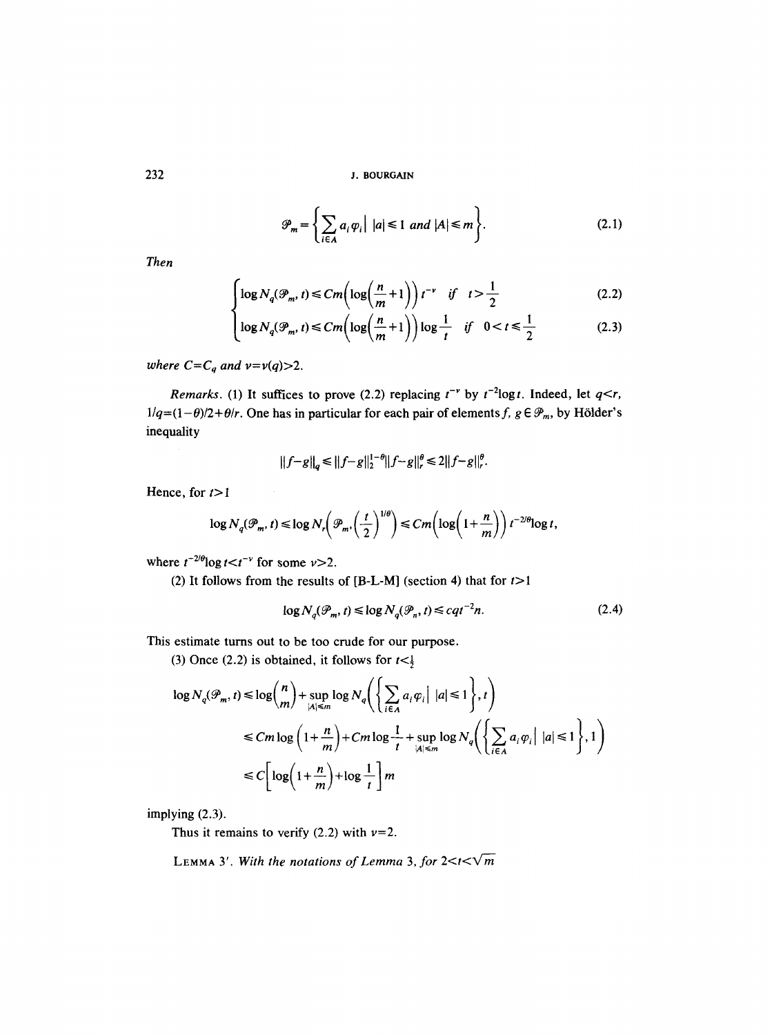$$\mathcal{P}_m = \Big\{ \sum_{i \in A} a_i \varphi_i \,\Big|\, |a| \leq 1 \text{ and } |A| \leq m \Big\}. \tag{2.1}$$

*Then*

$$\begin{cases} \log N_q(\mathcal{P}_m, t) \leq Cm\Big(\log\Big(\dfrac{n}{m}+1\Big)\Big)\, t^{-\nu} & \text{if } t > \dfrac{1}{2} \qquad (2.2) \\[2ex] \log N_q(\mathcal{P}_m, t) \leq Cm\Big(\log\Big(\dfrac{n}{m}+1\Big)\Big) \log\dfrac{1}{t} & \text{if } 0 < t \leq \dfrac{1}{2} \qquad (2.3) \end{cases}$$

*where $C = C_q$ and $\nu = \nu(q) > 2$.*

*Remarks.* (1) It suffices to prove (2.2) replacing $t^{-\nu}$ by $t^{-2}\log t$. Indeed, let $q < r$, $1/q = (1-\theta)/2 + \theta/r$. One has in particular for each pair of elements $f, g \in \mathcal{P}_m$, by Hölder's inequality

$$\|f-g\|_q \leq \|f-g\|_2^{1-\theta} \|f-g\|_r^{\theta} \leq 2\|f-g\|_r^{\theta}.$$

Hence, for $t > 1$

$$\log N_q(\mathcal{P}_m, t) \leq \log N_r\Big(\mathcal{P}_m, \Big(\frac{t}{2}\Big)^{1/\theta}\Big) \leq Cm\Big(\log\Big(1+\frac{n}{m}\Big)\Big)\, t^{-2/\theta}\log t,$$

where $t^{-2/\theta}\log t < t^{-\nu}$ for some $\nu > 2$.

(2) It follows from the results of [B-L-M] (section 4) that for $t > 1$

$$\log N_q(\mathcal{P}_m, t) \leq \log N_q(\mathcal{P}_n, t) \leq cqt^{-2}n. \tag{2.4}$$

This estimate turns out to be too crude for our purpose.

(3) Once (2.2) is obtained, it follows for $t < \frac{1}{2}$

$$\begin{aligned} \log N_q(\mathcal{P}_m, t) &\leq \log\binom{n}{m} + \sup_{|A| \leq m} \log N_q\Big(\Big\{\sum_{i\in A} a_i\varphi_i \,\Big|\, |a| \leq 1\Big\}, t\Big) \\ &\leq Cm \log\Big(1+\frac{n}{m}\Big) + Cm\log\frac{1}{t} + \sup_{|A|\leq m} \log N_q\Big(\Big\{\sum_{i\in A} a_i\varphi_i \,\Big|\, |a|\leq 1\Big\}, 1\Big) \\ &\leq C\Big[\log\Big(1+\frac{n}{m}\Big) + \log\frac{1}{t}\Big] m \end{aligned}$$

implying (2.3).

Thus it remains to verify (2.2) with $\nu = 2$.

LEMMA 3′. *With the notations of Lemma* 3, *for* $2 < t < \sqrt{m}$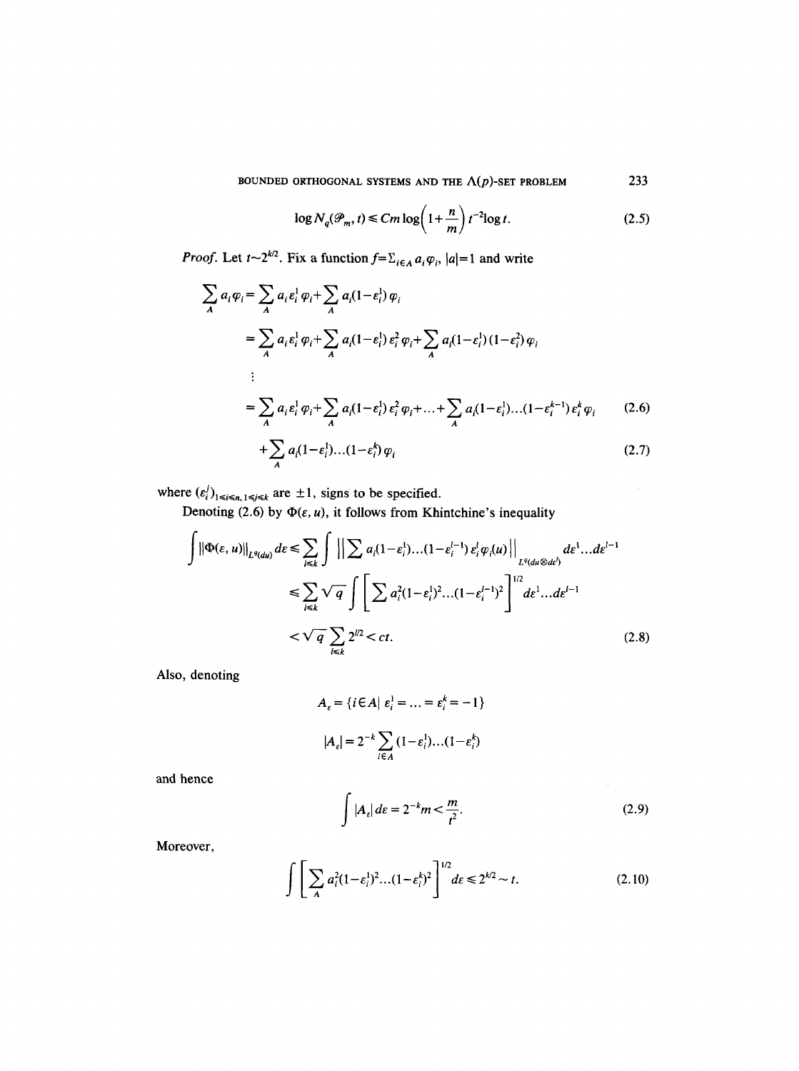$$\log N_q(\mathscr{P}_m, t) \leq Cm \log\left(1+\frac{n}{m}\right) t^{-2} \log t. \tag{2.5}$$

*Proof.* Let $t \sim 2^{k/2}$. Fix a function $f = \sum_{i \in A} a_i \varphi_i$, $|a|=1$ and write

$$\begin{aligned}
\sum_A a_i \varphi_i &= \sum_A a_i \varepsilon_i^1 \varphi_i + \sum_A a_i (1-\varepsilon_i^1) \varphi_i \\
&= \sum_A a_i \varepsilon_i^1 \varphi_i + \sum_A a_i (1-\varepsilon_i^1) \varepsilon_i^2 \varphi_i + \sum_A a_i (1-\varepsilon_i^1)(1-\varepsilon_i^2) \varphi_i \\
&\vdots \\
&= \sum_A a_i \varepsilon_i^1 \varphi_i + \sum_A a_i (1-\varepsilon_i^1) \varepsilon_i^2 \varphi_i + \ldots + \sum_A a_i (1-\varepsilon_i^1) \ldots (1-\varepsilon_i^{k-1}) \varepsilon_i^k \varphi_i
\end{aligned} \tag{2.6}$$

$$+ \sum_A a_i (1-\varepsilon_i^1) \ldots (1-\varepsilon_i^k) \varphi_i \tag{2.7}$$

where $(\varepsilon_i^j)_{1 \leq i \leq n, 1 \leq j \leq k}$ are $\pm 1$, signs to be specified.

Denoting (2.6) by $\Phi(\varepsilon, u)$, it follows from Khintchine's inequality

$$\begin{aligned}
\int \|\Phi(\varepsilon, u)\|_{L^q(du)} d\varepsilon &\leq \sum_{l \leq k} \int \left\| \sum a_i (1-\varepsilon_i^1) \ldots (1-\varepsilon_i^{l-1}) \varepsilon_i^l \varphi_i(u) \right\|_{L^q(du \otimes d\varepsilon^l)} d\varepsilon^1 \ldots d\varepsilon^{l-1} \\
&\leq \sum_{l \leq k} \sqrt{q} \int \left[ \sum a_i^2 (1-\varepsilon_i^1)^2 \ldots (1-\varepsilon_i^{l-1})^2 \right]^{1/2} d\varepsilon^1 \ldots d\varepsilon^{l-1} \\
&< \sqrt{q} \sum_{l \leq k} 2^{l/2} < ct.
\end{aligned} \tag{2.8}$$

Also, denoting

$$A_\varepsilon = \{i \in A \mid \varepsilon_i^1 = \ldots = \varepsilon_i^k = -1\}$$

$$|A_\varepsilon| = 2^{-k} \sum_{i \in A} (1-\varepsilon_i^1) \ldots (1-\varepsilon_i^k)$$

and hence

$$\int |A_\varepsilon| \, d\varepsilon = 2^{-k} m < \frac{m}{t^2}. \tag{2.9}$$

Moreover,

$$\int \left[ \sum_A a_i^2 (1-\varepsilon_i^1)^2 \ldots (1-\varepsilon_i^k)^2 \right]^{1/2} d\varepsilon \leq 2^{k/2} \sim t. \tag{2.10}$$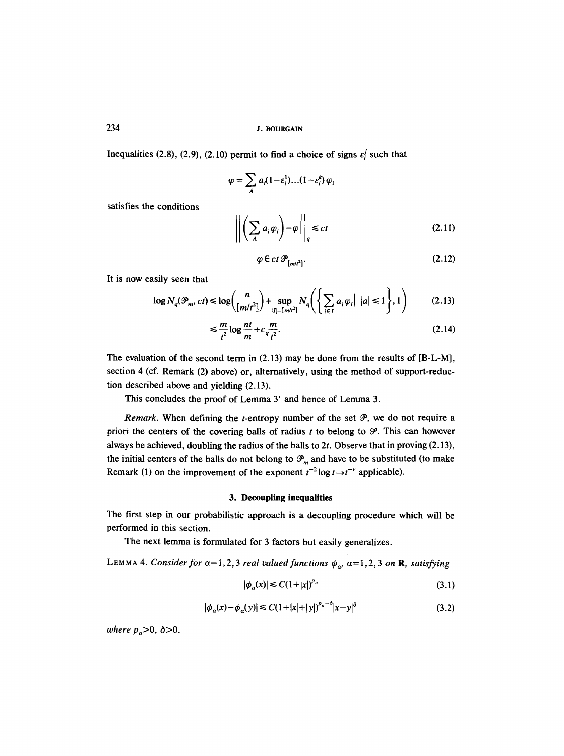Inequalities (2.8), (2.9), (2.10) permit to find a choice of signs $\varepsilon_i^j$ such that

$$\varphi = \sum_A a_i(1-\varepsilon_i^1)\dots(1-\varepsilon_i^k)\varphi_i$$

satisfies the conditions

$$\left\| \left( \sum_A a_i \varphi_i \right) - \varphi \right\|_q \leq ct \tag{2.11}$$

$$\varphi \in ct\, \mathcal{P}_{[m/t^2]}. \tag{2.12}$$

It is now easily seen that

$$\log N_q(\mathcal{P}_m, ct) \leq \log \binom{n}{[m/t^2]} + \sup_{|I|=[m/t^2]} N_q\left( \left\{ \sum_{i\in I} a_i \varphi_i \,\Big|\, |a| \leq 1 \right\}, 1 \right) \tag{2.13}$$

$$\leq \frac{m}{t^2} \log \frac{nt}{m} + c_q \frac{m}{t^2}. \tag{2.14}$$

The evaluation of the second term in (2.13) may be done from the results of [B-L-M], section 4 (cf. Remark (2) above) or, alternatively, using the method of support-reduction described above and yielding (2.13).

This concludes the proof of Lemma 3′ and hence of Lemma 3.

*Remark.* When defining the $t$-entropy number of the set $\mathcal{P}$, we do not require a priori the centers of the covering balls of radius $t$ to belong to $\mathcal{P}$. This can however always be achieved, doubling the radius of the balls to $2t$. Observe that in proving (2.13), the initial centers of the balls do not belong to $\mathcal{P}_m$ and have to be substituted (to make Remark (1) on the improvement of the exponent $t^{-2}\log t \to t^{-\nu}$ applicable).

## 3. Decoupling inequalities

The first step in our probabilistic approach is a decoupling procedure which will be performed in this section.

The next lemma is formulated for 3 factors but easily generalizes.

LEMMA 4. *Consider for $\alpha = 1,2,3$ real valued functions $\phi_\alpha$, $\alpha = 1,2,3$ on $\mathbf{R}$, satisfying*

$$|\phi_\alpha(x)| \leq C(1+|x|)^{p_\alpha} \tag{3.1}$$

$$|\phi_\alpha(x) - \phi_\alpha(y)| \leq C(1+|x|+|y|)^{p_\alpha - \delta}|x-y|^\delta \tag{3.2}$$

*where $p_\alpha > 0$, $\delta > 0$.*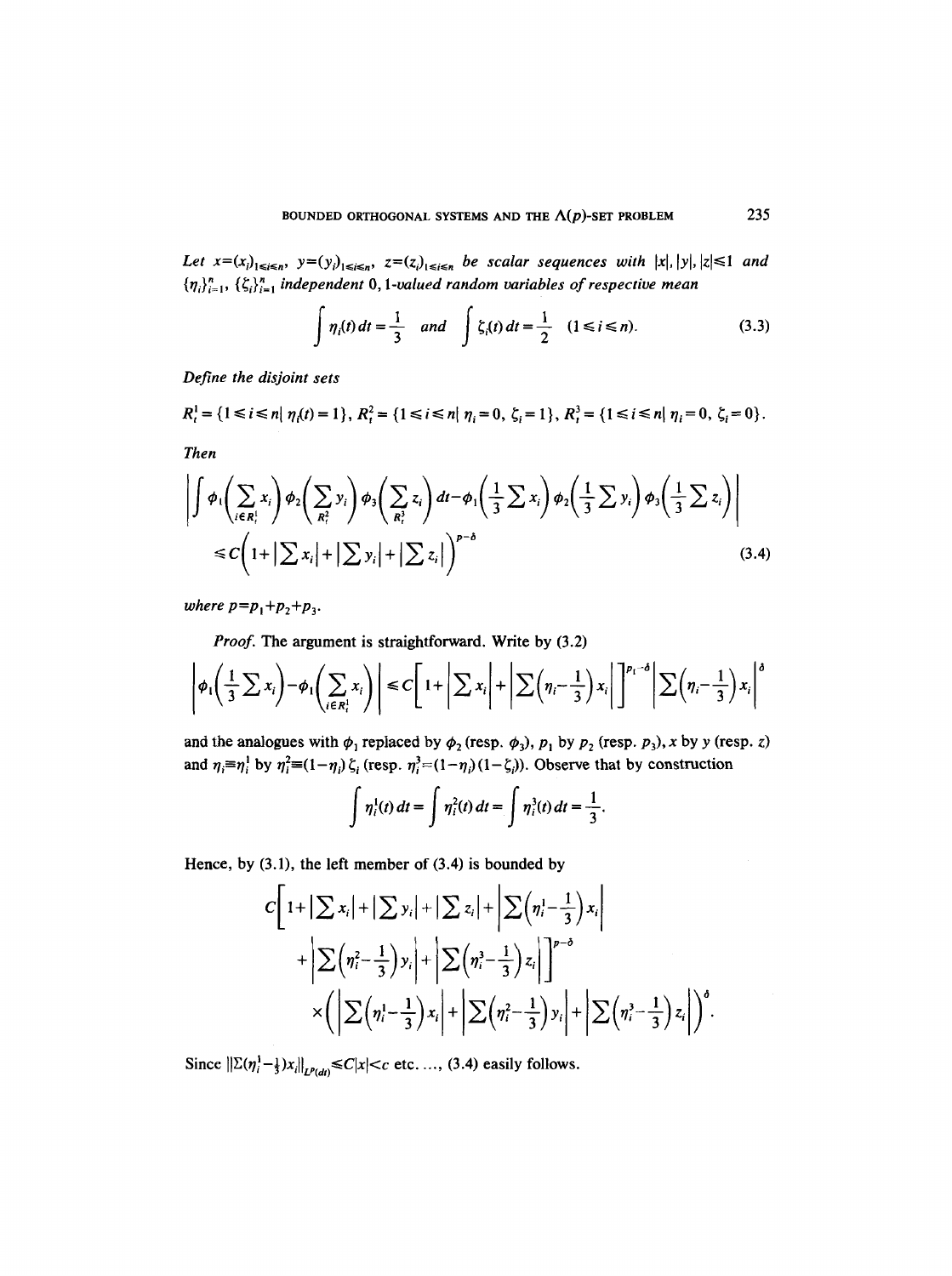*Let* $x=(x_i)_{1\leq i\leq n}$, $y=(y_i)_{1\leq i\leq n}$, $z=(z_i)_{1\leq i\leq n}$ *be scalar sequences with* $|x|,|y|,|z|\leq 1$ *and* $\{\eta_i\}_{i=1}^n$, $\{\zeta_i\}_{i=1}^n$ *independent* $0,1$*-valued random variables of respective mean*

$$\int \eta_i(t)\,dt=\frac{1}{3} \quad \text{and} \quad \int \zeta_i(t)\,dt=\frac{1}{2} \quad (1\leq i\leq n). \tag{3.3}$$

*Define the disjoint sets*

$$R_t^1=\{1\leq i\leq n \mid \eta_i(t)=1\},\ R_t^2=\{1\leq i\leq n \mid \eta_i=0,\ \zeta_i=1\},\ R_t^3=\{1\leq i\leq n \mid \eta_i=0,\ \zeta_i=0\}.$$

*Then*

$$\left|\int \phi_1\Big(\sum_{i\in R_t^1} x_i\Big)\phi_2\Big(\sum_{R_t^2} y_i\Big)\phi_3\Big(\sum_{R_t^3} z_i\Big)dt-\phi_1\Big(\frac{1}{3}\sum x_i\Big)\phi_2\Big(\frac{1}{3}\sum y_i\Big)\phi_3\Big(\frac{1}{3}\sum z_i\Big)\right|$$
$$\leq C\Big(1+\Big|\sum x_i\Big|+\Big|\sum y_i\Big|+\Big|\sum z_i\Big|\Big)^{p-\delta} \tag{3.4}$$

*where* $p=p_1+p_2+p_3$.

*Proof.* The argument is straightforward. Write by (3.2)

$$\left|\phi_1\Big(\frac{1}{3}\sum x_i\Big)-\phi_1\Big(\sum_{i\in R_t^1} x_i\Big)\right|\leq C\Big[1+\Big|\sum x_i\Big|+\Big|\sum\Big(\eta_i-\frac{1}{3}\Big)x_i\Big|\Big]^{p_1-\delta}\Big|\sum\Big(\eta_i-\frac{1}{3}\Big)x_i\Big|^{\delta}$$

and the analogues with $\phi_1$ replaced by $\phi_2$ (resp. $\phi_3$), $p_1$ by $p_2$ (resp. $p_3$), $x$ by $y$ (resp. $z$) and $\eta_i\equiv\eta_i^1$ by $\eta_i^2\equiv(1-\eta_i)\zeta_i$ (resp. $\eta_i^3=(1-\eta_i)(1-\zeta_i)$). Observe that by construction

$$\int \eta_i^1(t)\,dt=\int \eta_i^2(t)\,dt=\int \eta_i^3(t)\,dt=\frac{1}{3}.$$

Hence, by (3.1), the left member of (3.4) is bounded by

$$C\Big[1+\Big|\sum x_i\Big|+\Big|\sum y_i\Big|+\Big|\sum z_i\Big|+\Big|\sum\Big(\eta_i^1-\frac{1}{3}\Big)x_i\Big|$$
$$+\Big|\sum\Big(\eta_i^2-\frac{1}{3}\Big)y_i\Big|+\Big|\sum\Big(\eta_i^3-\frac{1}{3}\Big)z_i\Big|\Big]^{p-\delta}$$
$$\times\Big(\Big|\sum\Big(\eta_i^1-\frac{1}{3}\Big)x_i\Big|+\Big|\sum\Big(\eta_i^2-\frac{1}{3}\Big)y_i\Big|+\Big|\sum\Big(\eta_i^3-\frac{1}{3}\Big)z_i\Big|\Big)^{\delta}.$$

Since $\|\sum(\eta_i^1-\frac{1}{3})x_i\|_{L^p(dt)}\leq C|x|<c$ etc. ..., (3.4) easily follows.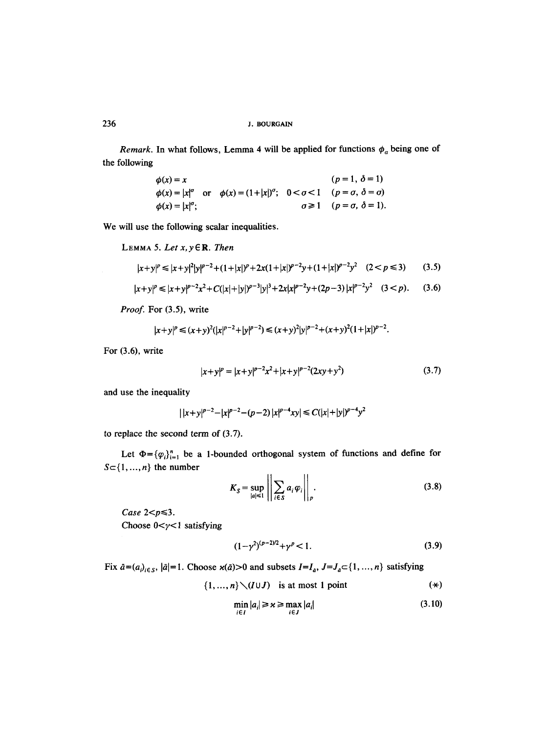*Remark.* In what follows, Lemma 4 will be applied for functions $\phi_a$ being one of the following

$$\phi(x) = x \qquad\qquad\qquad\qquad\qquad\qquad\qquad (p=1,\ \delta=1)$$

$$\phi(x) = |x|^\sigma \quad \text{or} \quad \phi(x) = (1+|x|)^\sigma; \quad 0<\sigma<1 \quad (p=\sigma,\ \delta=\sigma)$$

$$\phi(x) = |x|^\sigma; \qquad\qquad\qquad\qquad \sigma \geq 1 \quad (p=\sigma,\ \delta=1).$$

We will use the following scalar inequalities.

LEMMA 5. *Let* $x, y \in \mathbf{R}$. *Then*

$$|x+y|^p \leq |x+y|^2|y|^{p-2} + (1+|x|)^p + 2x(1+|x|)^{p-2}y + (1+|x|)^{p-2}y^2 \quad (2<p\leq 3) \tag{3.5}$$

$$|x+y|^p \leq |x+y|^{p-2}x^2 + C(|x|+|y|)^{p-3}|y|^3 + 2x|x|^{p-2}y + (2p-3)|x|^{p-2}y^2 \quad (3<p). \tag{3.6}$$

*Proof.* For (3.5), write

$$|x+y|^p \leq (x+y)^2(|x|^{p-2}+|y|^{p-2}) \leq (x+y)^2|y|^{p-2} + (x+y)^2(1+|x|)^{p-2}.$$

For (3.6), write

$$|x+y|^p = |x+y|^{p-2}x^2 + |x+y|^{p-2}(2xy+y^2) \tag{3.7}$$

and use the inequality

$$\big|\,|x+y|^{p-2} - |x|^{p-2} - (p-2)\,|x|^{p-4}xy\big| \leq C(|x|+|y|)^{p-4}y^2$$

to replace the second term of (3.7).

Let $\Phi = \{\varphi_i\}_{i=1}^n$ be a 1-bounded orthogonal system of functions and define for $S \subset \{1, \ldots, n\}$ the number

$$K_S = \sup_{|a|\leq 1} \Big\| \sum_{i\in S} a_i \varphi_i \Big\|_p. \tag{3.8}$$

*Case* $2<p\leq 3$.

Choose $0<\gamma<1$ satisfying

$$(1-\gamma^2)^{(p-2)/2} + \gamma^p < 1. \tag{3.9}$$

Fix $\bar{a} = (a_i)_{i\in S}$, $|\bar{a}| = 1$. Choose $\varkappa(\bar{a})>0$ and subsets $I = I_{\bar{a}}$, $J = J_{\bar{a}} \subset \{1, \ldots, n\}$ satisfying

$$\{1, \ldots, n\} \setminus (I \cup J) \quad \text{is at most 1 point} \tag{$*$}$$

$$\min_{i\in I} |a_i| \geq \varkappa \geq \max_{i\in J} |a_i| \tag{3.10}$$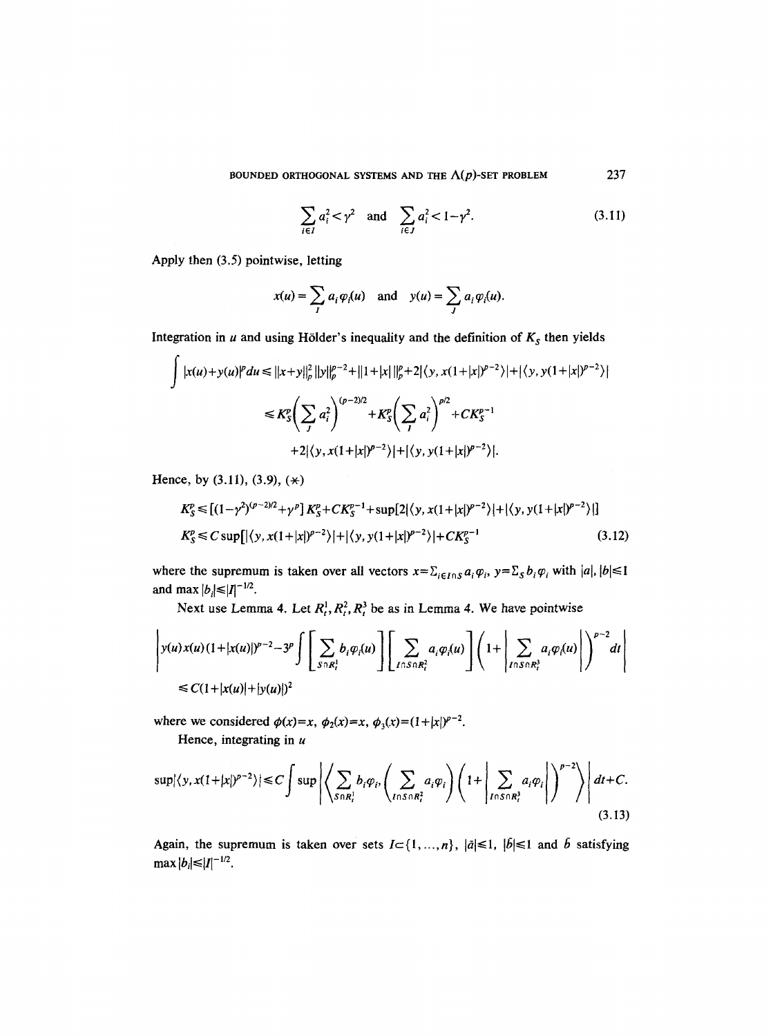$$\sum_{i\in I} a_i^2 < \gamma^2 \quad \text{and} \quad \sum_{i\in J} a_i^2 < 1-\gamma^2. \tag{3.11}$$

Apply then (3.5) pointwise, letting

$$x(u) = \sum_I a_i \varphi_i(u) \quad \text{and} \quad y(u) = \sum_J a_i \varphi_i(u).$$

Integration in $u$ and using Hölder's inequality and the definition of $K_S$ then yields

$$\int |x(u)+y(u)|^p du \leq \|x+y\|_p^2 \|y\|_p^{p-2} + \|1+|x|\|_p^p + 2|\langle y, x(1+|x|)^{p-2}\rangle| + |\langle y, y(1+|x|)^{p-2}\rangle|$$

$$\leq K_S^p\Big(\sum_J a_i^2\Big)^{(p-2)/2} + K_S^p\Big(\sum_I a_i^2\Big)^{p/2} + CK_S^{p-1}$$

$$+2|\langle y, x(1+|x|)^{p-2}\rangle| + |\langle y, y(1+|x|)^{p-2}\rangle|.$$

Hence, by (3.11), (3.9), $(*)$

$$K_S^p \leq [(1-\gamma^2)^{(p-2)/2}+\gamma^p]\,K_S^p + CK_S^{p-1} + \sup[2|\langle y, x(1+|x|)^{p-2}\rangle| + |\langle y, y(1+|x|)^{p-2}\rangle|]$$

$$K_S^p \leq C\sup[|\langle y, x(1+|x|)^{p-2}\rangle| + |\langle y, y(1+|x|)^{p-2}\rangle| + CK_S^{p-1} \tag{3.12}$$

where the supremum is taken over all vectors $x=\sum_{i\in I\cap S} a_i\varphi_i$, $y=\sum_S b_i\varphi_i$ with $|a|, |b|\leq 1$ and $\max|b_i|\leq |I|^{-1/2}$.

Next use Lemma 4. Let $R_t^1, R_t^2, R_t^3$ be as in Lemma 4. We have pointwise

$$\left| y(u)x(u)(1+|x(u)|)^{p-2} - 3^p \int \Big[\sum_{S\cap R_t^1} b_i\varphi_i(u)\Big]\Big[\sum_{I\cap S\cap R_t^2} a_i\varphi_i(u)\Big]\Big(1+\Big|\sum_{I\cap S\cap R_t^3} a_i\varphi_i(u)\Big|\Big)^{p-2} dt\right|$$

$$\leq C(1+|x(u)|+|y(u)|)^2$$

where we considered $\phi(x)=x$, $\phi_2(x)=x$, $\phi_3(x)=(1+|x|)^{p-2}$.

Hence, integrating in $u$

$$\sup|\langle y, x(1+|x|)^{p-2}\rangle| \leq C\int \sup\left|\Big\langle \sum_{S\cap R_t^1} b_i\varphi_i, \Big(\sum_{I\cap S\cap R_t^2} a_i\varphi_i\Big)\Big(1+\Big|\sum_{I\cap S\cap R_t^3} a_i\varphi_i\Big|\Big)^{p-2}\Big\rangle\right| dt + C. \tag{3.13}$$

Again, the supremum is taken over sets $I\subset\{1,\dots,n\}$, $|\bar{a}|\leq 1$, $|\bar{b}|\leq 1$ and $\bar{b}$ satisfying $\max|b_i|\leq |I|^{-1/2}$.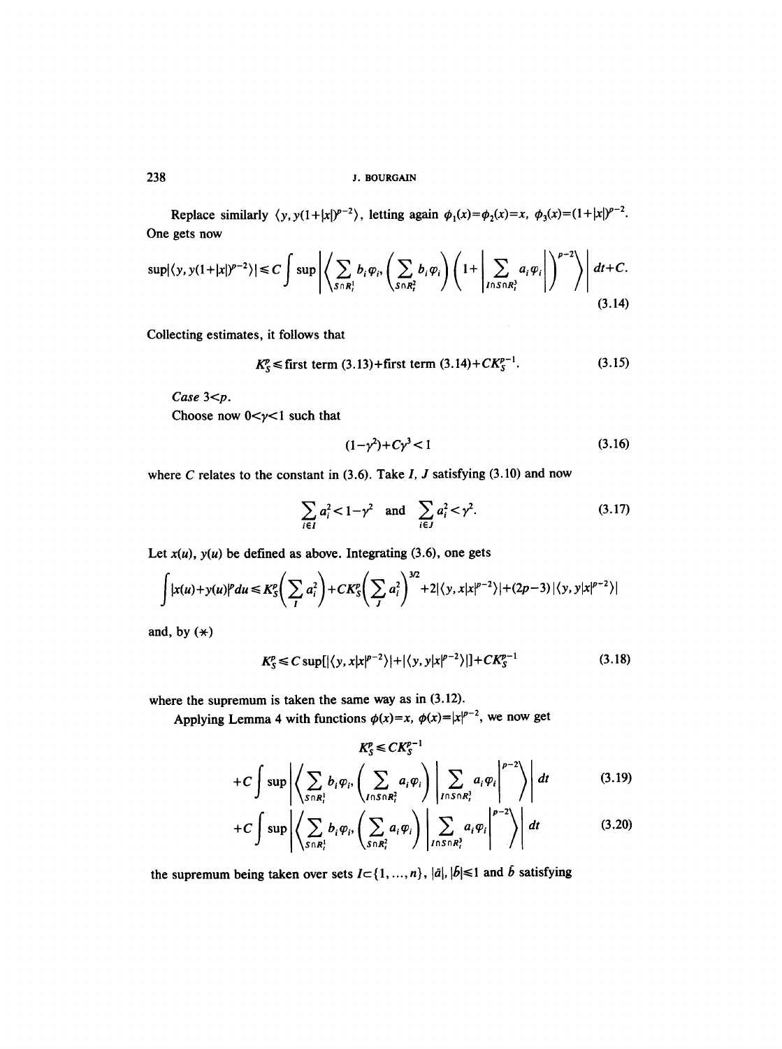Replace similarly $\langle y, y(1+|x|)^{p-2}\rangle$, letting again $\phi_1(x)=\phi_2(x)=x$, $\phi_3(x)=(1+|x|)^{p-2}$. One gets now

$$\sup|\langle y, y(1+|x|)^{p-2}\rangle| \leq C\int \sup\left|\left\langle \sum_{S\cap R_t^1} b_i\varphi_i, \left(\sum_{S\cap R_t^2} b_i\varphi_i\right)\left(1+\left|\sum_{I\cap S\cap R_t^3} a_i\varphi_i\right|\right)^{p-2}\right\rangle\right| dt + C. \tag{3.14}$$

Collecting estimates, it follows that

$$K_S^p \leq \text{first term (3.13)} + \text{first term (3.14)} + CK_S^{p-1}. \tag{3.15}$$

*Case* $3<p$.

Choose now $0<\gamma<1$ such that

$$(1-\gamma^2)+C\gamma^3<1 \tag{3.16}$$

where $C$ relates to the constant in (3.6). Take $I$, $J$ satisfying (3.10) and now

$$\sum_{i\in I} a_i^2 < 1-\gamma^2 \quad\text{and}\quad \sum_{i\in J} a_i^2 < \gamma^2. \tag{3.17}$$

Let $x(u)$, $y(u)$ be defined as above. Integrating (3.6), one gets

$$\int |x(u)+y(u)|^p du \leq K_S^p\left(\sum_I a_i^2\right) + CK_S^p\left(\sum_J a_i^2\right)^{3/2} + 2|\langle y, x|x|^{p-2}\rangle| + (2p-3)|\langle y, y|x|^{p-2}\rangle|$$

and, by $(*)$

$$K_S^p \leq C\sup[|\langle y, x|x|^{p-2}\rangle| + |\langle y, y|x|^{p-2}\rangle|] + CK_S^{p-1} \tag{3.18}$$

where the supremum is taken the same way as in (3.12).

Applying Lemma 4 with functions $\phi(x)=x$, $\phi(x)=|x|^{p-2}$, we now get

$$K_S^p \leq CK_S^{p-1}$$

$$+C\int \sup\left|\left\langle \sum_{S\cap R_t^1} b_i\varphi_i, \left(\sum_{I\cap S\cap R_t^2} a_i\varphi_i\right)\left|\sum_{I\cap S\cap R_t^3} a_i\varphi_i\right|^{p-2}\right\rangle\right| dt \tag{3.19}$$

$$+C\int \sup\left|\left\langle \sum_{S\cap R_t^1} b_i\varphi_i, \left(\sum_{S\cap R_t^2} a_i\varphi_i\right)\left|\sum_{I\cap S\cap R_t^3} a_i\varphi_i\right|^{p-2}\right\rangle\right| dt \tag{3.20}$$

the supremum being taken over sets $I\subset\{1,\ldots,n\}$, $|\bar{a}|, |\bar{b}|\leq 1$ and $\bar{b}$ satisfying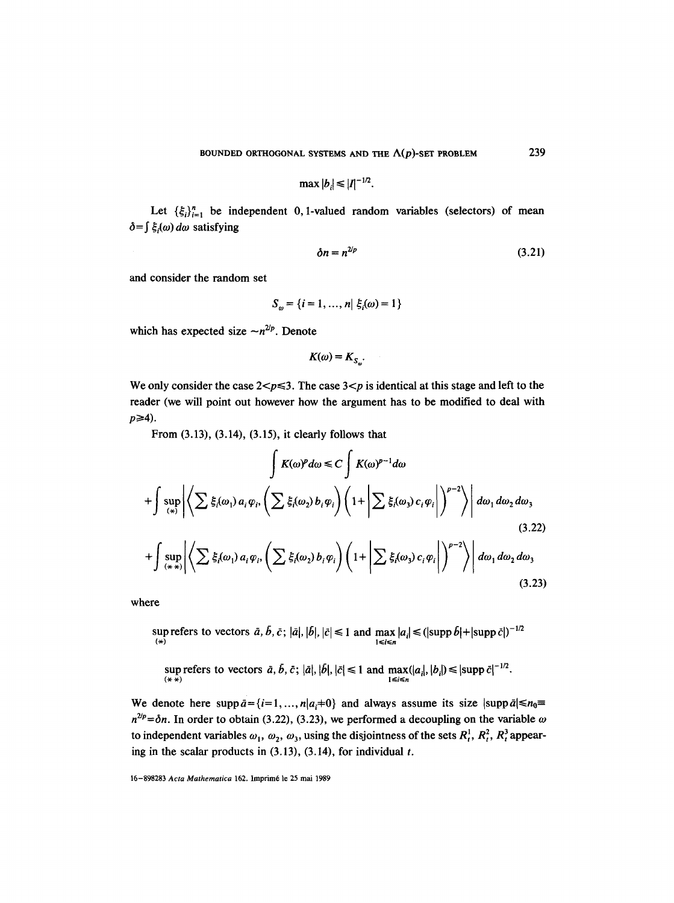$$\max |b_i| \leq |I|^{-1/2}.$$

Let $\{\xi_i\}_{i=1}^n$ be independent 0,1-valued random variables (selectors) of mean $\delta = \int \xi_i(\omega)\, d\omega$ satisfying

$$\delta n = n^{2/p} \tag{3.21}$$

and consider the random set

$$S_\omega = \{i = 1, \ldots, n \mid \xi_i(\omega) = 1\}$$

which has expected size $\sim n^{2/p}$. Denote

$$K(\omega) = K_{S_\omega}.$$

We only consider the case $2 < p \leq 3$. The case $3 < p$ is identical at this stage and left to the reader (we will point out however how the argument has to be modified to deal with $p \geq 4$).

From (3.13), (3.14), (3.15), it clearly follows that

$$\int K(\omega)^p d\omega \leq C \int K(\omega)^{p-1} d\omega$$

$$+ \int \sup_{(*)} \left| \left\langle \sum \xi_i(\omega_1)\, a_i \varphi_i, \left( \sum \xi_i(\omega_2)\, b_i \varphi_i \right) \left( 1 + \left| \sum \xi_i(\omega_3)\, c_i \varphi_i \right| \right)^{p-2} \right\rangle \right| d\omega_1\, d\omega_2\, d\omega_3 \tag{3.22}$$

$$+ \int \sup_{(**)} \left| \left\langle \sum \xi_i(\omega_1)\, a_i \varphi_i, \left( \sum \xi_i(\omega_2)\, b_i \varphi_i \right) \left( 1 + \left| \sum \xi_i(\omega_3)\, c_i \varphi_i \right| \right)^{p-2} \right\rangle \right| d\omega_1\, d\omega_2\, d\omega_3 \tag{3.23}$$

where

$\sup_{(*)}$ refers to vectors $\bar{a}, \bar{b}, \bar{c}$; $|\bar{a}|, |\bar{b}|, |\bar{c}| \leq 1$ and $\max_{1 \leq i \leq n} |a_i| \leq (|\operatorname{supp} \bar{b}| + |\operatorname{supp} \bar{c}|)^{-1/2}$

$\sup_{(**)}$ refers to vectors $\bar{a}, \bar{b}, \bar{c}$; $|\bar{a}|, |\bar{b}|, |\bar{c}| \leq 1$ and $\max_{1 \leq i \leq n} (|a_i|, |b_i|) \leq |\operatorname{supp} \bar{c}|^{-1/2}$.

We denote here $\operatorname{supp} \bar{a} = \{i = 1, \ldots, n \mid a_i \neq 0\}$ and always assume its size $|\operatorname{supp} \bar{a}| \leq n_0 \equiv n^{2/p} = \delta n$. In order to obtain (3.22), (3.23), we performed a decoupling on the variable $\omega$ to independent variables $\omega_1$, $\omega_2$, $\omega_3$, using the disjointness of the sets $R_t^1$, $R_t^2$, $R_t^3$ appearing in the scalar products in (3.13), (3.14), for individual $t$.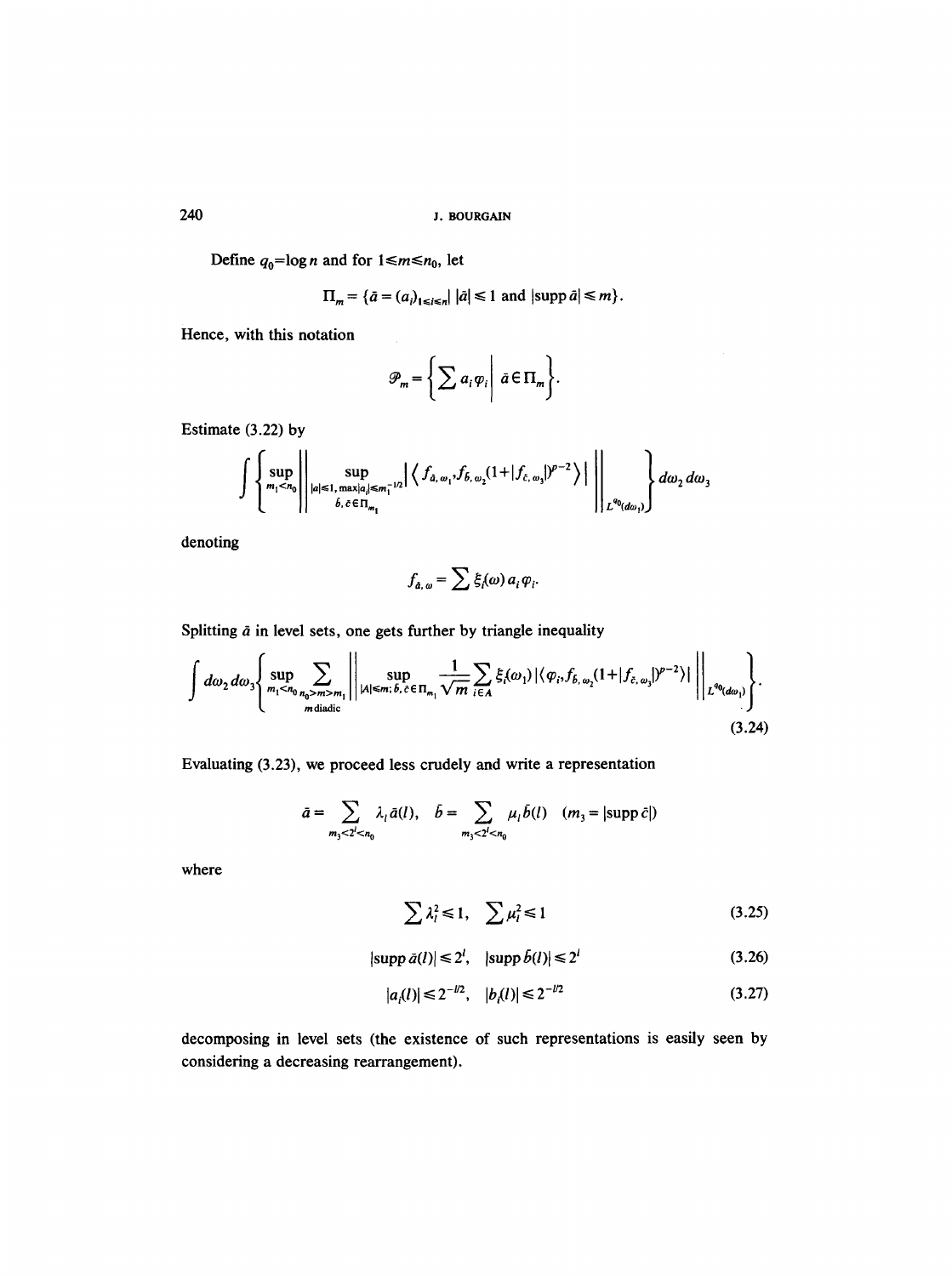Define $q_0 = \log n$ and for $1 \leq m \leq n_0$, let

$$\Pi_m = \{\bar{a} = (a_i)_{1 \leq i \leq n} \mid |\bar{a}| \leq 1 \text{ and } |\operatorname{supp} \bar{a}| \leq m\}.$$

Hence, with this notation

$$\mathscr{P}_m = \left\{ \sum a_i \varphi_i \;\middle|\; \bar{a} \in \Pi_m \right\}.$$

Estimate (3.22) by

$$\int \left\{ \sup_{m_1 < n_0} \left\| \sup_{\substack{|a| \leq 1,\, \max|a_i| \leq m_1^{-1/2} \\ \bar{b}, \bar{c} \in \Pi_{m_1}}} \left| \left\langle f_{\bar{a}, \omega_1}, f_{\bar{b}, \omega_2} (1 + |f_{\bar{c}, \omega_3}|)^{p-2} \right\rangle \right| \right\|_{L^{q_0}(d\omega_1)} \right\} d\omega_2 \, d\omega_3$$

denoting

$$f_{\bar{a}, \omega} = \sum \xi_i(\omega) a_i \varphi_i.$$

Splitting $\bar{a}$ in level sets, one gets further by triangle inequality

$$\int d\omega_2 \, d\omega_3 \left\{ \sup_{m_1 < n_0} \sum_{\substack{n_0 > m > m_1 \\ m \text{ diadic}}} \left\| \sup_{|A| \leq m;\, \bar{b}, \bar{c} \in \Pi_{m_1}} \frac{1}{\sqrt{m}} \sum_{i \in A} \xi_i(\omega_1) \left| \langle \varphi_i, f_{\bar{b}, \omega_2} (1 + |f_{\bar{c}, \omega_3}|)^{p-2} \rangle \right| \right\|_{L^{q_0}(d\omega_1)} \right\}. \tag{3.24}$$

Evaluating (3.23), we proceed less crudely and write a representation

$$\bar{a} = \sum_{m_3 < 2^l < n_0} \lambda_l \bar{a}(l), \quad \bar{b} = \sum_{m_3 < 2^l < n_0} \mu_l \bar{b}(l) \quad (m_3 = |\operatorname{supp} \bar{c}|)$$

where

$$\sum \lambda_l^2 \leq 1, \quad \sum \mu_l^2 \leq 1 \tag{3.25}$$

$$|\operatorname{supp} \bar{a}(l)| \leq 2^l, \quad |\operatorname{supp} \bar{b}(l)| \leq 2^l \tag{3.26}$$

$$|a_i(l)| \leq 2^{-l/2}, \quad |b_i(l)| \leq 2^{-l/2} \tag{3.27}$$

decomposing in level sets (the existence of such representations is easily seen by considering a decreasing rearrangement).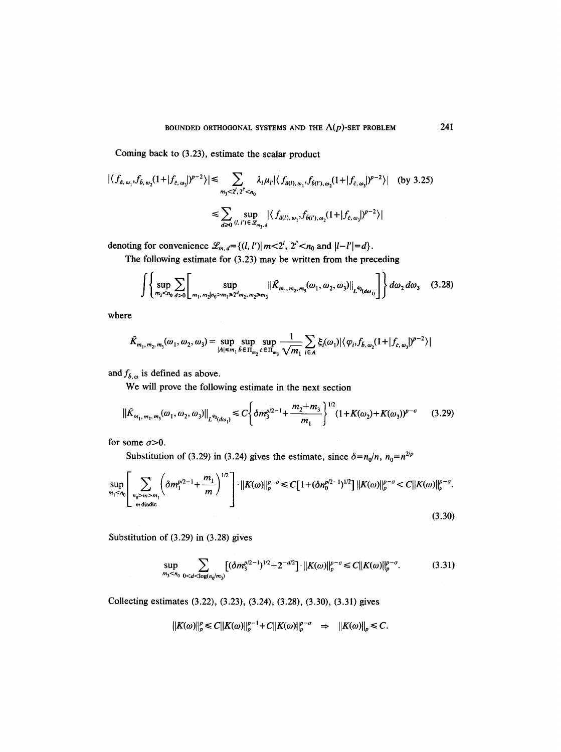Coming back to (3.23), estimate the scalar product

$$|\langle f_{\bar a,\omega_1}, f_{\bar b,\omega_2}(1+|f_{\bar c,\omega_3}|)^{p-2}\rangle| \leqslant \sum_{m_3<2^l,\, 2^{l'}<n_0} \lambda_l \mu_{l'} |\langle f_{\bar a(l),\omega_1}, f_{\bar b(l'),\omega_2}(1+|f_{\bar c,\omega_3}|)^{p-2}\rangle| \quad \text{(by 3.25)}$$

$$\leqslant \sum_{d\geqslant 0} \sup_{(l,l')\in \mathscr{L}_{m_3,d}} |\langle f_{\bar a(l),\omega_1}, f_{\bar b(l'),\omega_2}(1+|f_{\bar c,\omega_3}|)^{p-2}\rangle|$$

denoting for convenience $\mathscr{L}_{m,d}=\{(l,l')\,|\, m<2^l,\ 2^{l'}<n_0 \text{ and } |l-l'|=d\}$.

The following estimate for (3.23) may be written from the preceding

$$\int \left\{ \sup_{m_3<n_0} \sum_{d>0} \left[ \sup_{m_1, m_2|n_0>m_1\geqslant 2^d m_2;\, m_2\geqslant m_3} \|\bar K_{m_1,m_2,m_3}(\omega_1,\omega_2,\omega_3)\|_{L^{q_0}(d\omega_1)} \right] \right\} d\omega_2\, d\omega_3 \tag{3.28}$$

where

$$\bar K_{m_1,m_2,m_3}(\omega_1,\omega_2,\omega_3) = \sup_{|A|\leqslant m_1} \sup_{\bar b\in \Pi_{m_2}} \sup_{\bar c\in \Pi_{m_3}} \frac{1}{\sqrt{m_1}} \sum_{i\in A} \xi_i(\omega_1) |\langle \varphi_i, f_{\bar b,\omega_2}(1+|f_{\bar c,\omega_3}|)^{p-2}\rangle|$$

and $f_{\bar b,\omega}$ is defined as above.

We will prove the following estimate in the next section

$$\|\bar K_{m_1,m_2,m_3}(\omega_1,\omega_2,\omega_3)\|_{L^{q_0}(d\omega_1)} \leqslant C\left\{ \delta m_3^{p/2-1} + \frac{m_2+m_3}{m_1} \right\}^{1/2} (1+K(\omega_2)+K(\omega_3))^{p-\sigma} \tag{3.29}$$

for some $\sigma>0$.

Substitution of (3.29) in (3.24) gives the estimate, since $\delta=n_0/n$, $n_0=n^{2/p}$

$$\sup_{m_1<n_0}\left[ \sum_{\substack{n_0>m>m_1\\ m \text{ diadic}}} \left(\delta m_1^{p/2-1} + \frac{m_1}{m}\right)^{1/2} \right] \cdot \|K(\omega)\|_p^{p-\sigma} \leqslant C[1+(\delta n_0^{p/2-1})^{1/2}]\, \|K(\omega)\|_p^{p-\sigma} < C\|K(\omega)\|_p^{p-\sigma}. \tag{3.30}$$

Substitution of (3.29) in (3.28) gives

$$\sup_{m_3<n_0} \sum_{0<d<\log(n_0/m_3)} [(\delta m_3^{p/2-1})^{1/2} + 2^{-d/2}] \cdot \|K(\omega)\|_p^{p-\sigma} \leqslant C\|K(\omega)\|_p^{p-\sigma}. \tag{3.31}$$

Collecting estimates (3.22), (3.23), (3.24), (3.28), (3.30), (3.31) gives

$$\|K(\omega)\|_p^p \leqslant C\|K(\omega)\|_p^{p-1} + C\|K(\omega)\|_p^{p-\sigma} \ \Rightarrow\ \|K(\omega)\|_p \leqslant C.$$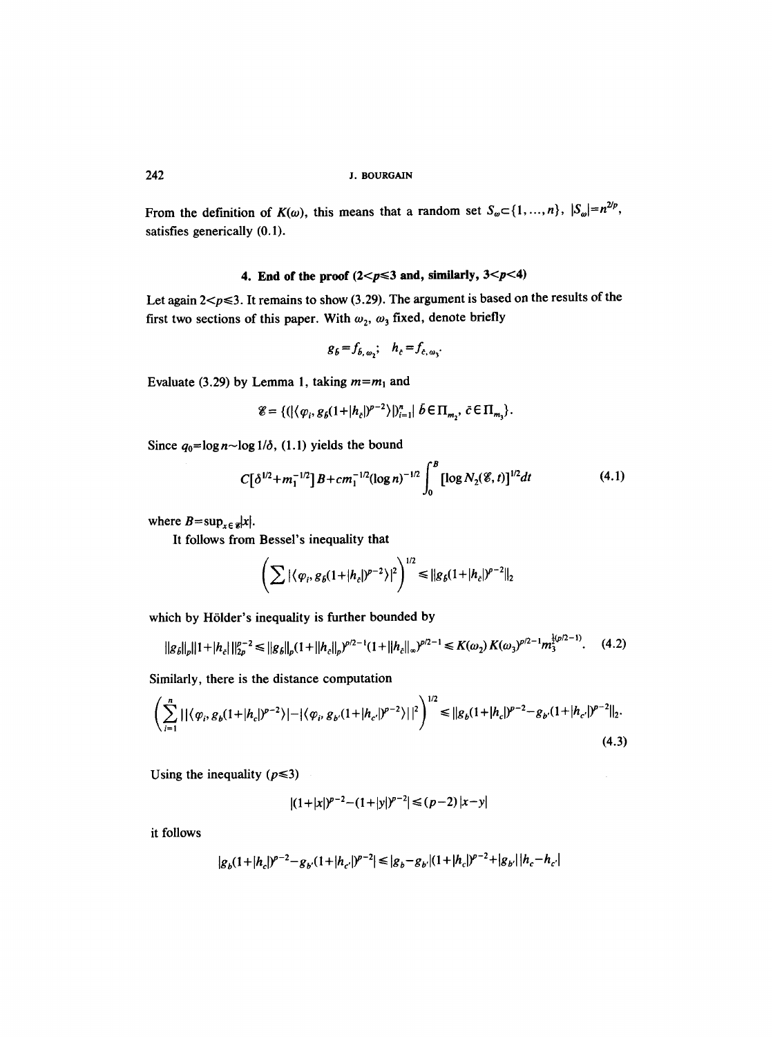From the definition of $K(\omega)$, this means that a random set $S_\omega \subset \{1, \ldots, n\}$, $|S_\omega| = n^{2/p}$, satisfies generically (0.1).

## 4. End of the proof ($2<p\leq 3$ and, similarly, $3<p<4$)

Let again $2<p\leq 3$. It remains to show (3.29). The argument is based on the results of the first two sections of this paper. With $\omega_2$, $\omega_3$ fixed, denote briefly

$$g_{\bar b} = f_{\bar b, \omega_2}; \quad h_{\bar c} = f_{\bar c, \omega_3}.$$

Evaluate (3.29) by Lemma 1, taking $m = m_1$ and

$$\mathscr{E} = \{(|\langle \varphi_i, g_{\bar b}(1+|h_{\bar c}|)^{p-2}\rangle|)_{i=1}^n \mid \bar b \in \Pi_{m_2},\ \bar c \in \Pi_{m_3}\}.$$

Since $q_0 = \log n \sim \log 1/\delta$, (1.1) yields the bound

$$C[\delta^{1/2} + m_1^{-1/2}]B + cm_1^{-1/2}(\log n)^{-1/2}\int_0^B [\log N_2(\mathscr{E}, t)]^{1/2}dt \tag{4.1}$$

where $B = \sup_{x\in\mathscr{E}}|x|$.

It follows from Bessel's inequality that

$$\left(\sum |\langle \varphi_i, g_{\bar b}(1+|h_{\bar c}|)^{p-2}\rangle|^2\right)^{1/2} \leq \|g_{\bar b}(1+|h_{\bar c}|)^{p-2}\|_2$$

which by Hölder's inequality is further bounded by

$$\|g_{\bar b}\|_p \|1+|h_{\bar c}|\,\|_{2p}^{p-2} \leq \|g_{\bar b}\|_p(1+\|h_{\bar c}\|_p)^{p/2-1}(1+\|h_{\bar c}\|_\infty)^{p/2-1} \leq K(\omega_2)\,K(\omega_3)^{p/2-1} m_3^{\frac{1}{2}(p/2-1)}. \tag{4.2}$$

Similarly, there is the distance computation

$$\left(\sum_{i=1}^n \left||\langle \varphi_i, g_b(1+|h_c|)^{p-2}\rangle| - |\langle \varphi_i, g_{b'}(1+|h_{c'}|)^{p-2}\rangle|\right|^2\right)^{1/2} \leq \|g_b(1+|h_c|)^{p-2} - g_{b'}(1+|h_{c'}|)^{p-2}\|_2. \tag{4.3}$$

Using the inequality ($p\leq 3$)

$$|(1+|x|)^{p-2} - (1+|y|)^{p-2}| \leq (p-2)\,|x-y|$$

it follows

$$|g_b(1+|h_c|)^{p-2} - g_{b'}(1+|h_{c'}|)^{p-2}| \leq |g_b - g_{b'}|(1+|h_c|)^{p-2} + |g_{b'}|\,|h_c - h_{c'}|$$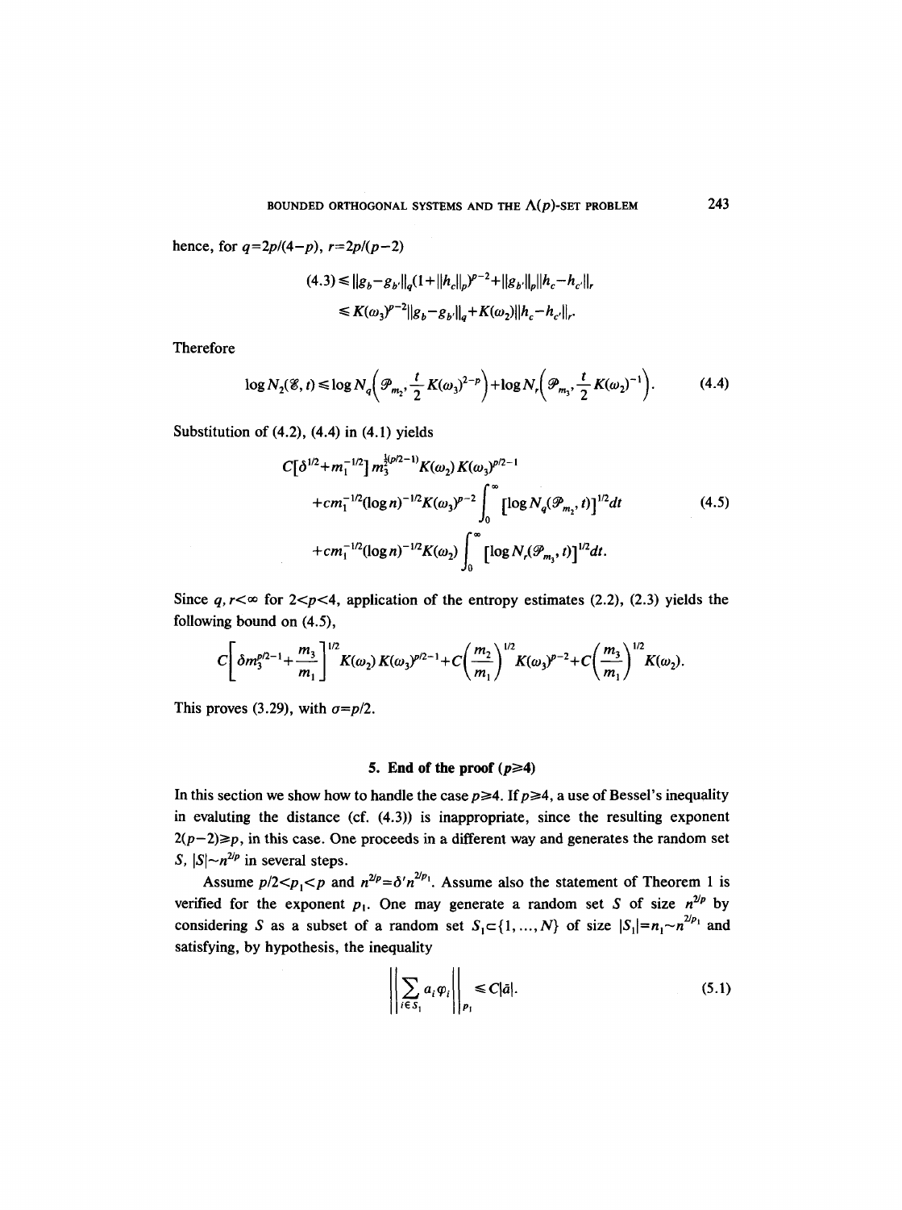hence, for $q=2p/(4-p)$, $r=2p/(p-2)$

$$
\begin{aligned}
(4.3) &\leq \|g_b-g_{b'}\|_q(1+\|h_c\|_p)^{p-2}+\|g_{b'}\|_p\|h_c-h_{c'}\|_r \\
&\leq K(\omega_3)^{p-2}\|g_b-g_{b'}\|_q+K(\omega_2)\|h_c-h_{c'}\|_r.
\end{aligned}
$$

Therefore

$$
\log N_2(\mathscr{E},t)\leq \log N_q\Big(\mathscr{P}_{m_2},\frac{t}{2}K(\omega_3)^{2-p}\Big)+\log N_r\Big(\mathscr{P}_{m_3},\frac{t}{2}K(\omega_2)^{-1}\Big). \tag{4.4}
$$

Substitution of (4.2), (4.4) in (4.1) yields

$$
\begin{aligned}
&C[\delta^{1/2}+m_1^{-1/2}]\,m_3^{\frac{1}{2}(p/2-1)}K(\omega_2)\,K(\omega_3)^{p/2-1} \\
&\quad+cm_1^{-1/2}(\log n)^{-1/2}K(\omega_3)^{p-2}\int_0^\infty[\log N_q(\mathscr{P}_{m_2},t)]^{1/2}dt \\
&\quad+cm_1^{-1/2}(\log n)^{-1/2}K(\omega_2)\int_0^\infty[\log N_r(\mathscr{P}_{m_3},t)]^{1/2}dt.
\end{aligned} \tag{4.5}
$$

Since $q,r<\infty$ for $2<p<4$, application of the entropy estimates (2.2), (2.3) yields the following bound on (4.5),

$$
C\left[\delta m_3^{p/2-1}+\frac{m_3}{m_1}\right]^{1/2}K(\omega_2)\,K(\omega_3)^{p/2-1}+C\left(\frac{m_2}{m_1}\right)^{1/2}K(\omega_3)^{p-2}+C\left(\frac{m_3}{m_1}\right)^{1/2}K(\omega_2).
$$

This proves (3.29), with $\sigma=p/2$.

## 5. End of the proof ($p\geq 4$)

In this section we show how to handle the case $p\geq 4$. If $p\geq 4$, a use of Bessel's inequality in evaluting the distance (cf. (4.3)) is inappropriate, since the resulting exponent $2(p-2)\geq p$, in this case. One proceeds in a different way and generates the random set $S$, $|S|\sim n^{2/p}$ in several steps.

Assume $p/2<p_1<p$ and $n^{2/p}=\delta' n^{2/p_1}$. Assume also the statement of Theorem 1 is verified for the exponent $p_1$. One may generate a random set $S$ of size $n^{2/p}$ by considering $S$ as a subset of a random set $S_1\subset\{1,\ldots,N\}$ of size $|S_1|=n_1\sim n^{2/p_1}$ and satisfying, by hypothesis, the inequality

$$
\Big\|\sum_{i\in S_1}a_i\varphi_i\Big\|_{p_1}\leq C|\bar{a}|. \tag{5.1}
$$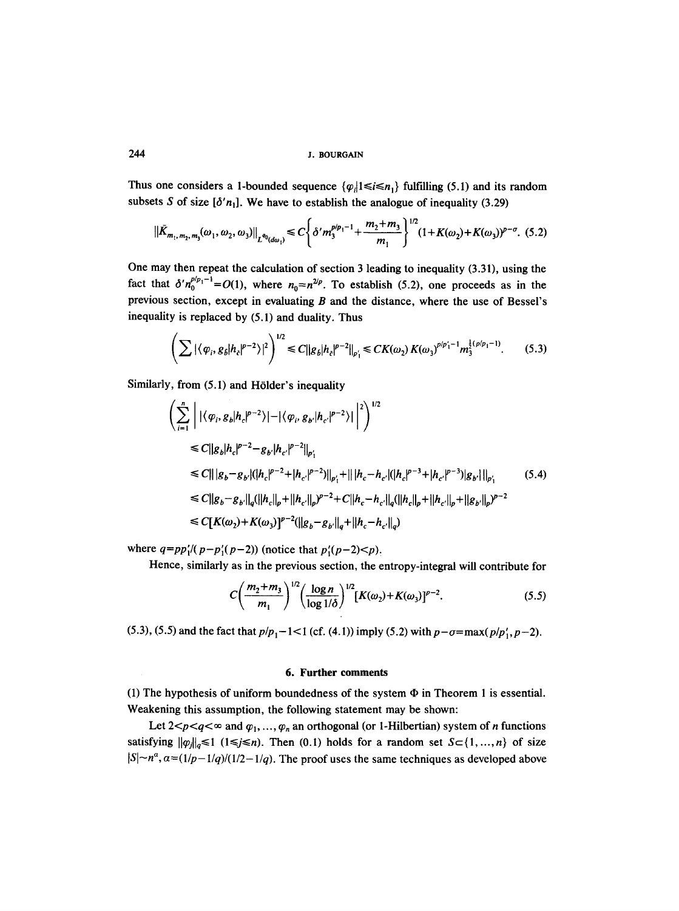Thus one considers a 1-bounded sequence $\{\varphi_i | 1 \leqslant i \leqslant n_1\}$ fulfilling (5.1) and its random subsets $S$ of size $[\delta' n_1]$. We have to establish the analogue of inequality (3.29)

$$\|\bar{K}_{m_1, m_2, m_3}(\omega_1, \omega_2, \omega_3)\|_{L^{q_0}(d\omega_1)} \leqslant C\left\{\delta' m_3^{p/p_1 - 1} + \frac{m_2 + m_3}{m_1}\right\}^{1/2} (1 + K(\omega_2) + K(\omega_3))^{p-\sigma}. \quad (5.2)$$

One may then repeat the calculation of section 3 leading to inequality (3.31), using the fact that $\delta' n_0^{p/p_1 - 1} = O(1)$, where $n_0 = n^{2/p}$. To establish (5.2), one proceeds as in the previous section, except in evaluating $B$ and the distance, where the use of Bessel's inequality is replaced by (5.1) and duality. Thus

$$\left(\sum |\langle \varphi_i, g_{\bar{b}} |h_{\bar{c}}|^{p-2}\rangle|^2\right)^{1/2} \leqslant C \|g_{\bar{b}} |h_{\bar{c}}|^{p-2}\|_{p_1'} \leqslant C K(\omega_2) K(\omega_3)^{p/p_1' - 1} m_3^{\frac{1}{2}(p/p_1 - 1)}. \quad (5.3)$$

Similarly, from (5.1) and Hölder's inequality

$$\begin{aligned}
&\left(\sum_{i=1}^{n} \Big| |\langle \varphi_i, g_b |h_c|^{p-2}\rangle| - |\langle \varphi_i, g_{b'} |h_{c'}|^{p-2}\rangle| \Big|^2\right)^{1/2} \\
&\leqslant C \|g_b |h_c|^{p-2} - g_{b'} |h_{c'}|^{p-2}\|_{p_1'} \\
&\leqslant C \| |g_b - g_{b'}| (|h_c|^{p-2} + |h_{c'}|^{p-2}) \|_{p_1'} + \| |h_c - h_{c'}| (|h_c|^{p-3} + |h_{c'}|^{p-3}) |g_{b'}| \|_{p_1'} \qquad (5.4) \\
&\leqslant C \|g_b - g_{b'}\|_q (\|h_c\|_p + \|h_{c'}\|_p)^{p-2} + C \|h_c - h_{c'}\|_q (\|h_c\|_p + \|h_{c'}\|_p + \|g_{b'}\|_p)^{p-2} \\
&\leqslant C[K(\omega_2) + K(\omega_3)]^{p-2} (\|g_b - g_{b'}\|_q + \|h_c - h_{c'}\|_q)
\end{aligned}$$

where $q = p p_1' / (p - p_1'(p-2))$ (notice that $p_1'(p-2) < p$).

Hence, similarly as in the previous section, the entropy-integral will contribute for

$$C\left(\frac{m_2 + m_3}{m_1}\right)^{1/2} \left(\frac{\log n}{\log 1/\delta}\right)^{1/2} [K(\omega_2) + K(\omega_3)]^{p-2}. \quad (5.5)$$

(5.3), (5.5) and the fact that $p/p_1 - 1 < 1$ (cf. (4.1)) imply (5.2) with $p - \sigma = \max(p/p_1', p-2)$.

## 6. Further comments

(1) The hypothesis of uniform boundedness of the system $\Phi$ in Theorem 1 is essential. Weakening this assumption, the following statement may be shown:

Let $2 < p < q < \infty$ and $\varphi_1, \ldots, \varphi_n$ an orthogonal (or 1-Hilbertian) system of $n$ functions satisfying $\|\varphi_j\|_q \leqslant 1$ $(1 \leqslant j \leqslant n)$. Then (0.1) holds for a random set $S \subset \{1, \ldots, n\}$ of size $|S| \sim n^a$, $a = (1/p - 1/q)/(1/2 - 1/q)$. The proof uses the same techniques as developed above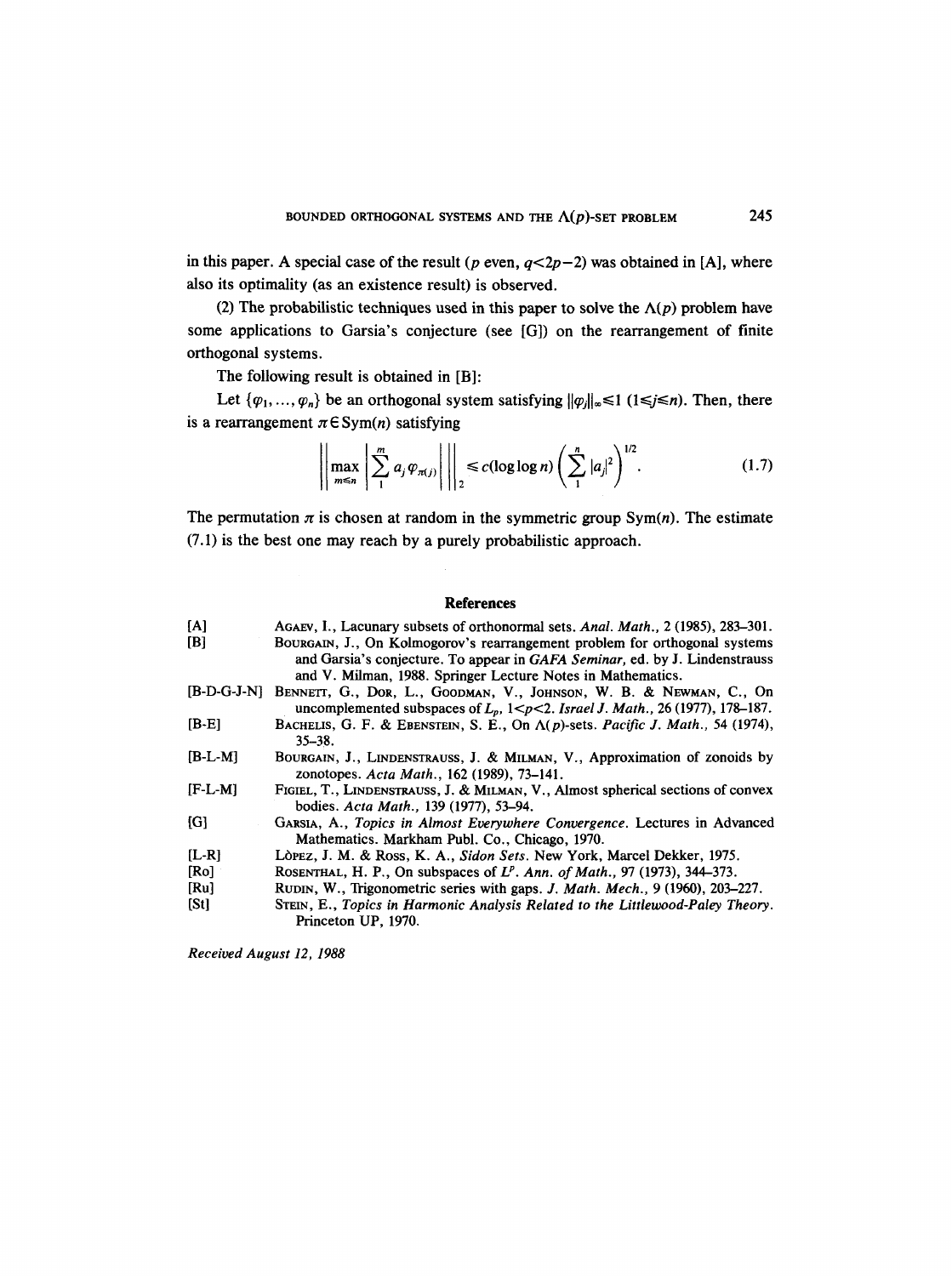in this paper. A special case of the result ($p$ even, $q<2p-2$) was obtained in [A], where also its optimality (as an existence result) is observed.

(2) The probabilistic techniques used in this paper to solve the $\Lambda(p)$ problem have some applications to Garsia's conjecture (see [G]) on the rearrangement of finite orthogonal systems.

The following result is obtained in [B]:

Let $\{\varphi_1, \ldots, \varphi_n\}$ be an orthogonal system satisfying $\|\varphi_j\|_\infty \leq 1$ $(1 \leq j \leq n)$. Then, there is a rearrangement $\pi \in \mathrm{Sym}(n)$ satisfying

$$\left\| \max_{m \leq n} \left| \sum_1^m a_j \varphi_{\pi(j)} \right| \right\|_2 \leq c(\log \log n) \left( \sum_1^n |a_j|^2 \right)^{1/2}. \tag{1.7}$$

The permutation $\pi$ is chosen at random in the symmetric group $\mathrm{Sym}(n)$. The estimate (7.1) is the best one may reach by a purely probabilistic approach.

## References

[A] Agaev, I., Lacunary subsets of orthonormal sets. *Anal. Math.*, 2 (1985), 283–301.

[B] Bourgain, J., On Kolmogorov's rearrangement problem for orthogonal systems and Garsia's conjecture. To appear in *GAFA Seminar*, ed. by J. Lindenstrauss and V. Milman, 1988. Springer Lecture Notes in Mathematics.

[B-D-G-J-N] Bennett, G., Dor, L., Goodman, V., Johnson, W. B. & Newman, C., On uncomplemented subspaces of $L_p$, $1<p<2$. *Israel J. Math.*, 26 (1977), 178–187.

[B-E] Bachelis, G. F. & Ebenstein, S. E., On $\Lambda(p)$-sets. *Pacific J. Math.*, 54 (1974), 35–38.

[B-L-M] Bourgain, J., Lindenstrauss, J. & Milman, V., Approximation of zonoids by zonotopes. *Acta Math.*, 162 (1989), 73–141.

[F-L-M] Figiel, T., Lindenstrauss, J. & Milman, V., Almost spherical sections of convex bodies. *Acta Math.*, 139 (1977), 53–94.

[G] Garsia, A., *Topics in Almost Everywhere Convergence*. Lectures in Advanced Mathematics. Markham Publ. Co., Chicago, 1970.

[L-R] Lòpez, J. M. & Ross, K. A., *Sidon Sets*. New York, Marcel Dekker, 1975.

[Ro] Rosenthal, H. P., On subspaces of $L^p$. *Ann. of Math.*, 97 (1973), 344–373.

[Ru] Rudin, W., Trigonometric series with gaps. *J. Math. Mech.*, 9 (1960), 203–227.

[St] Stein, E., *Topics in Harmonic Analysis Related to the Littlewood-Paley Theory*. Princeton UP, 1970.

*Received August 12, 1988*